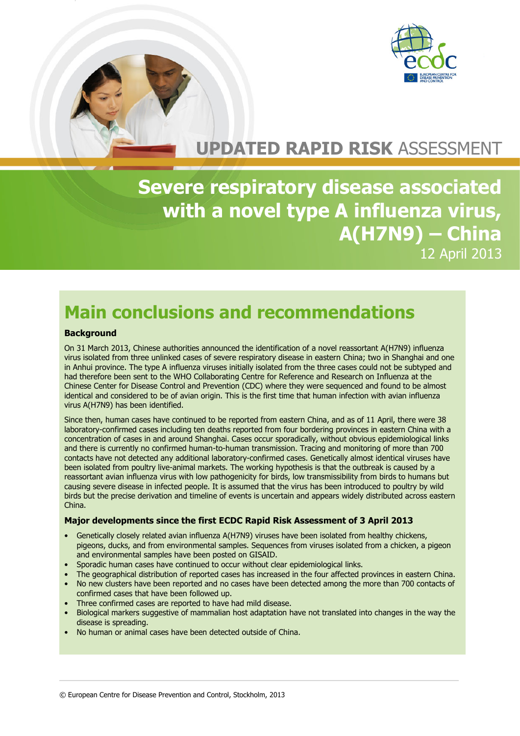UPDATED RAPID RISK ASSESSMENT

# Severe respiratory disease associated with a novel type A influenza virus, A(H7N9) – China

12 April 2013

## Main conclusions and recommendations

### Background

On 31 March 2013, Chinese authorities announced the identification of a novel reassortant A(H7N9) influenza virus isolated from three unlinked cases of severe respiratory disease in eastern China; two in Shanghai and one in Anhui province. The type A influenza viruses initially isolated from the three cases could not be subtyped and had therefore been sent to the WHO Collaborating Centre for Reference and Research on Influenza at the Chinese Center for Disease Control and Prevention (CDC) where they were sequenced and found to be almost identical and considered to be of avian origin. This is the first time that human infection with avian influenza virus A(H7N9) has been identified.

Since then, human cases have continued to be reported from eastern China, and as of 11 April, there were 38 laboratory-confirmed cases including ten deaths reported from four bordering provinces in eastern China with a concentration of cases in and around Shanghai. Cases occur sporadically, without obvious epidemiological links and there is currently no confirmed human-to-human transmission. Tracing and monitoring of more than 700 contacts have not detected any additional laboratory-confirmed cases. Genetically almost identical viruses have been isolated from poultry live-animal markets. The working hypothesis is that the outbreak is caused by a reassortant avian influenza virus with low pathogenicity for birds, low transmissibility from birds to humans but causing severe disease in infected people. It is assumed that the virus has been introduced to poultry by wild birds but the precise derivation and timeline of events is uncertain and appears widely distributed across eastern China.

### Major developments since the first ECDC Rapid Risk Assessment of 3 April 2013

- Genetically closely related avian influenza A(H7N9) viruses have been isolated from healthy chickens, pigeons, ducks, and from environmental samples. Sequences from viruses isolated from a chicken, a pigeon and environmental samples have been posted on GISAID.
- Sporadic human cases have continued to occur without clear epidemiological links.
- The geographical distribution of reported cases has increased in the four affected provinces in eastern China.
- No new clusters have been reported and no cases have been detected among the more than 700 contacts of confirmed cases that have been followed up.
- Three confirmed cases are reported to have had mild disease.
- Biological markers suggestive of mammalian host adaptation have not translated into changes in the way the disease is spreading.
- No human or animal cases have been detected outside of China.

© European Centre for Disease Prevention and Control, Stockholm, 2013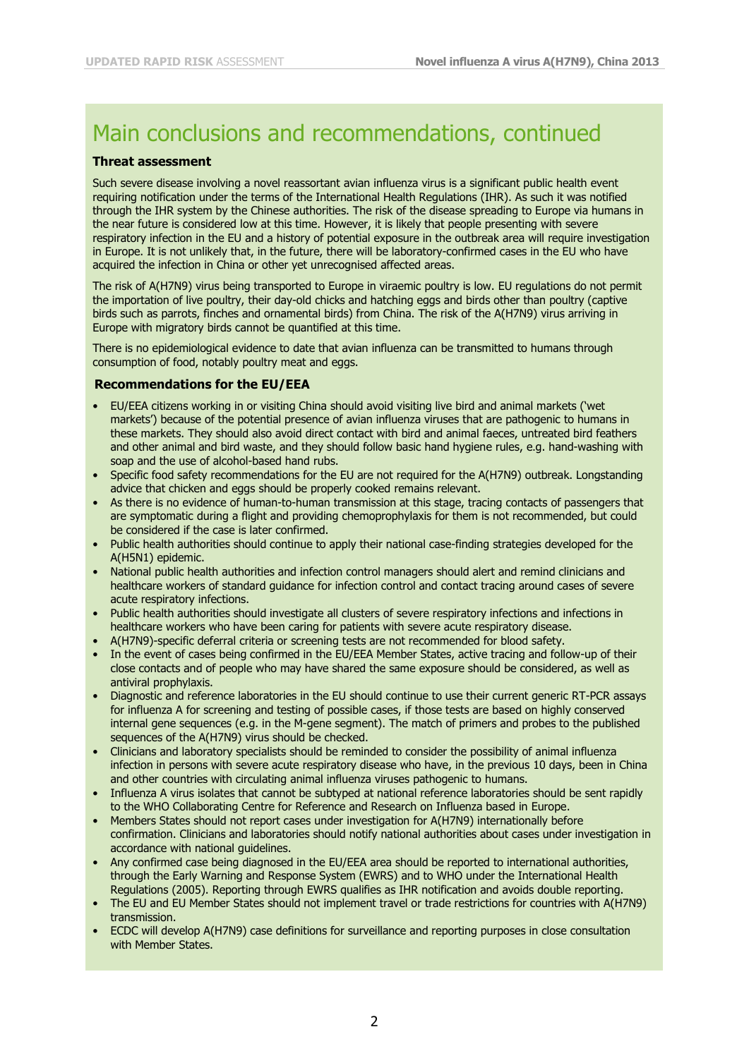# Main conclusions and recommendations, continued

### Threat assessment

Such severe disease involving a novel reassortant avian influenza virus is a significant public health event requiring notification under the terms of the International Health Regulations (IHR). As such it was notified through the IHR system by the Chinese authorities. The risk of the disease spreading to Europe via humans in the near future is considered low at this time. However, it is likely that people presenting with severe respiratory infection in the EU and a history of potential exposure in the outbreak area will require investigation in Europe. It is not unlikely that, in the future, there will be laboratory-confirmed cases in the EU who have acquired the infection in China or other yet unrecognised affected areas.

The risk of A(H7N9) virus being transported to Europe in viraemic poultry is low. EU regulations do not permit the importation of live poultry, their day-old chicks and hatching eggs and birds other than poultry (captive birds such as parrots, finches and ornamental birds) from China. The risk of the A(H7N9) virus arriving in Europe with migratory birds cannot be quantified at this time.

There is no epidemiological evidence to date that avian influenza can be transmitted to humans through consumption of food, notably poultry meat and eggs.

### Recommendations for the EU/EEA

- EU/EEA citizens working in or visiting China should avoid visiting live bird and animal markets ('wet markets') because of the potential presence of avian influenza viruses that are pathogenic to humans in these markets. They should also avoid direct contact with bird and animal faeces, untreated bird feathers and other animal and bird waste, and they should follow basic hand hygiene rules, e.g. hand-washing with soap and the use of alcohol-based hand rubs.
- Specific food safety recommendations for the EU are not required for the A(H7N9) outbreak. Longstanding advice that chicken and eggs should be properly cooked remains relevant.
- As there is no evidence of human-to-human transmission at this stage, tracing contacts of passengers that are symptomatic during a flight and providing chemoprophylaxis for them is not recommended, but could be considered if the case is later confirmed.
- Public health authorities should continue to apply their national case-finding strategies developed for the A(H5N1) epidemic.
- National public health authorities and infection control managers should alert and remind clinicians and healthcare workers of standard guidance for infection control and contact tracing around cases of severe acute respiratory infections.
- Public health authorities should investigate all clusters of severe respiratory infections and infections in healthcare workers who have been caring for patients with severe acute respiratory disease.
- A(H7N9)-specific deferral criteria or screening tests are not recommended for blood safety.
- In the event of cases being confirmed in the EU/EEA Member States, active tracing and follow-up of their close contacts and of people who may have shared the same exposure should be considered, as well as antiviral prophylaxis.
- Diagnostic and reference laboratories in the EU should continue to use their current generic RT-PCR assays for influenza A for screening and testing of possible cases, if those tests are based on highly conserved internal gene sequences (e.g. in the M-gene segment). The match of primers and probes to the published sequences of the A(H7N9) virus should be checked.
- Clinicians and laboratory specialists should be reminded to consider the possibility of animal influenza infection in persons with severe acute respiratory disease who have, in the previous 10 days, been in China and other countries with circulating animal influenza viruses pathogenic to humans.
- Influenza A virus isolates that cannot be subtyped at national reference laboratories should be sent rapidly to the WHO Collaborating Centre for Reference and Research on Influenza based in Europe.
- Members States should not report cases under investigation for A(H7N9) internationally before confirmation. Clinicians and laboratories should notify national authorities about cases under investigation in accordance with national guidelines.
- Any confirmed case being diagnosed in the EU/EEA area should be reported to international authorities, through the Early Warning and Response System (EWRS) and to WHO under the International Health Regulations (2005). Reporting through EWRS qualifies as IHR notification and avoids double reporting.
- The EU and EU Member States should not implement travel or trade restrictions for countries with A(H7N9) transmission.
- ECDC will develop A(H7N9) case definitions for surveillance and reporting purposes in close consultation with Member States.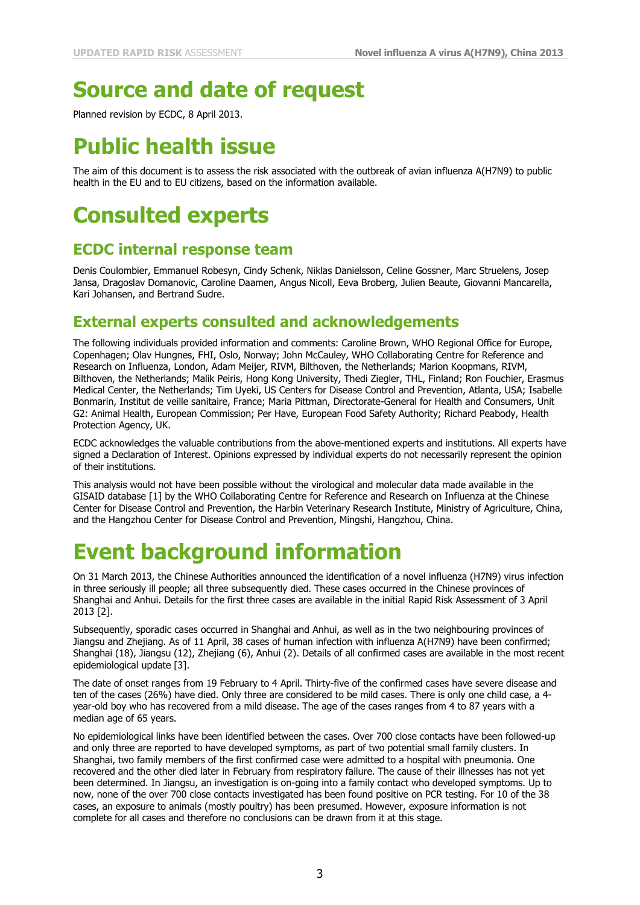# Source and date of request

Planned revision by ECDC, 8 April 2013.

# Public health issue

The aim of this document is to assess the risk associated with the outbreak of avian influenza A(H7N9) to public health in the EU and to EU citizens, based on the information available.

# Consulted experts

## ECDC internal response team

Denis Coulombier, Emmanuel Robesyn, Cindy Schenk, Niklas Danielsson, Celine Gossner, Marc Struelens, Josep Jansa, Dragoslav Domanovic, Caroline Daamen, Angus Nicoll, Eeva Broberg, Julien Beaute, Giovanni Mancarella, Kari Johansen, and Bertrand Sudre.

## External experts consulted and acknowledgements

The following individuals provided information and comments: Caroline Brown, WHO Regional Office for Europe, Copenhagen; Olav Hungnes, FHI, Oslo, Norway; John McCauley, WHO Collaborating Centre for Reference and Research on Influenza, London, Adam Meijer, RIVM, Bilthoven, the Netherlands; Marion Koopmans, RIVM, Bilthoven, the Netherlands; Malik Peiris, Hong Kong University, Thedi Ziegler, THL, Finland; Ron Fouchier, Erasmus Medical Center, the Netherlands; Tim Uyeki, US Centers for Disease Control and Prevention, Atlanta, USA; Isabelle Bonmarin, Institut de veille sanitaire, France; Maria Pittman, Directorate-General for Health and Consumers, Unit G2: Animal Health, European Commission; Per Have, European Food Safety Authority; Richard Peabody, Health Protection Agency, UK.

ECDC acknowledges the valuable contributions from the above-mentioned experts and institutions. All experts have signed a Declaration of Interest. Opinions expressed by individual experts do not necessarily represent the opinion of their institutions.

This analysis would not have been possible without the virological and molecular data made available in the GISAID database [1] by the WHO Collaborating Centre for Reference and Research on Influenza at the Chinese Center for Disease Control and Prevention, the Harbin Veterinary Research Institute, Ministry of Agriculture, China, and the Hangzhou Center for Disease Control and Prevention, Mingshi, Hangzhou, China.

# Event background information

On 31 March 2013, the Chinese Authorities announced the identification of a novel influenza (H7N9) virus infection in three seriously ill people; all three subsequently died. These cases occurred in the Chinese provinces of Shanghai and Anhui. Details for the first three cases are available in the initial Rapid Risk Assessment of 3 April 2013 [2].

Subsequently, sporadic cases occurred in Shanghai and Anhui, as well as in the two neighbouring provinces of Jiangsu and Zhejiang. As of 11 April, 38 cases of human infection with influenza A(H7N9) have been confirmed; Shanghai (18), Jiangsu (12), Zhejiang (6), Anhui (2). Details of all confirmed cases are available in the most recent epidemiological update [3].

The date of onset ranges from 19 February to 4 April. Thirty-five of the confirmed cases have severe disease and ten of the cases (26%) have died. Only three are considered to be mild cases. There is only one child case, a 4-year-old boy who has recovered from a mild disease. The age of the cases ranges from 4 to 87 years with a median age of 65 years.

No epidemiological links have been identified between the cases. Over 700 close contacts have been followed-up and only three are reported to have developed symptoms, as part of two potential small family clusters. In Shanghai, two family members of the first confirmed case were admitted to a hospital with pneumonia. One recovered and the other died later in February from respiratory failure. The cause of their illnesses has not yet been determined. In Jiangsu, an investigation is on-going into a family contact who developed symptoms. Up to now, none of the over 700 close contacts investigated has been found positive on PCR testing. For 10 of the 38 cases, an exposure to animals (mostly poultry) has been presumed. However, exposure information is not complete for all cases and therefore no conclusions can be drawn from it at this stage.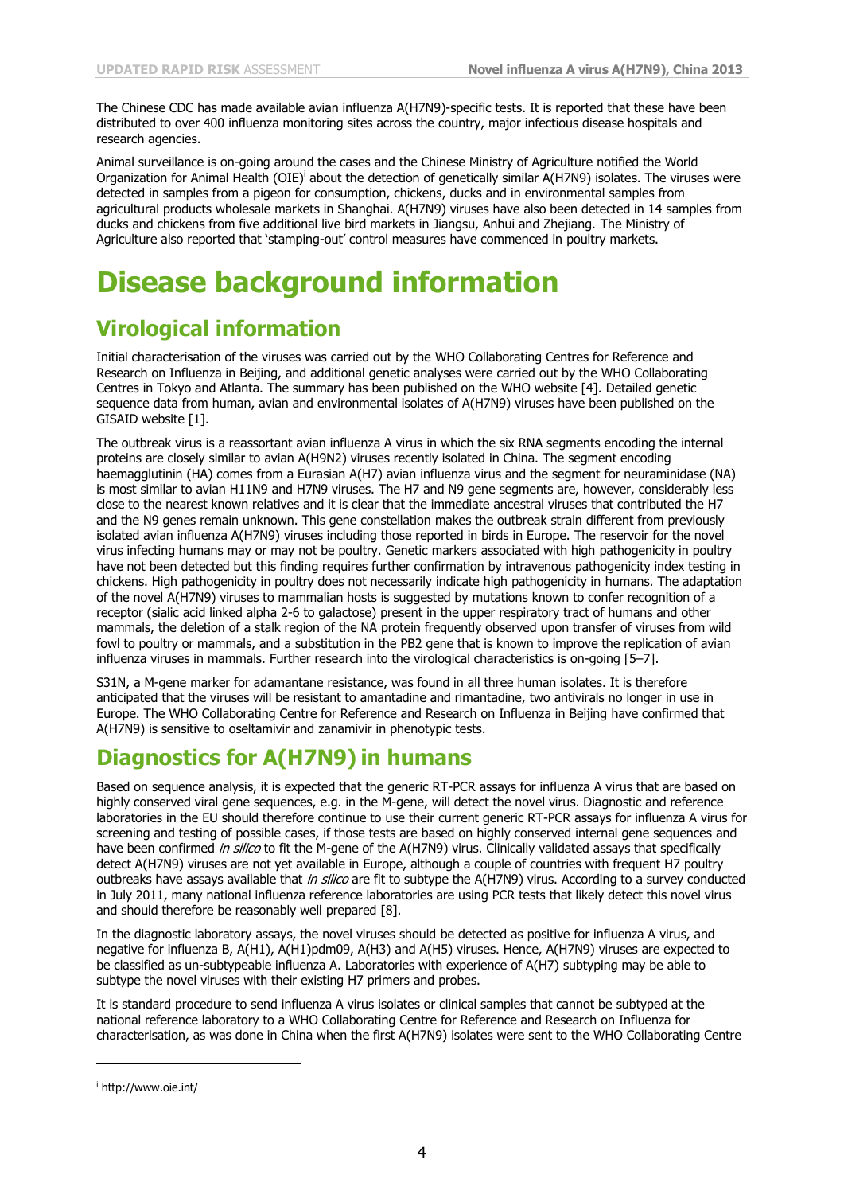The Chinese CDC has made available avian influenza A(H7N9)-specific tests. It is reported that these have been distributed to over 400 influenza monitoring sites across the country, major infectious disease hospitals and research agencies.

Animal surveillance is on-going around the cases and the Chinese Ministry of Agriculture notified the World Organization for Animal Health (OIE)[i] about the detection of genetically similar A(H7N9) isolates. The viruses were detected in samples from a pigeon for consumption, chickens, ducks and in environmental samples from agricultural products wholesale markets in Shanghai. A(H7N9) viruses have also been detected in 14 samples from ducks and chickens from five additional live bird markets in Jiangsu, Anhui and Zhejiang. The Ministry of Agriculture also reported that 'stamping-out' control measures have commenced in poultry markets.

# Disease background information

## Virological information

Initial characterisation of the viruses was carried out by the WHO Collaborating Centres for Reference and Research on Influenza in Beijing, and additional genetic analyses were carried out by the WHO Collaborating Centres in Tokyo and Atlanta. The summary has been published on the WHO website [4]. Detailed genetic sequence data from human, avian and environmental isolates of A(H7N9) viruses have been published on the GISAID website [1].

The outbreak virus is a reassortant avian influenza A virus in which the six RNA segments encoding the internal proteins are closely similar to avian A(H9N2) viruses recently isolated in China. The segment encoding haemagglutinin (HA) comes from a Eurasian A(H7) avian influenza virus and the segment for neuraminidase (NA) is most similar to avian H11N9 and H7N9 viruses. The H7 and N9 gene segments are, however, considerably less close to the nearest known relatives and it is clear that the immediate ancestral viruses that contributed the H7 and the N9 genes remain unknown. This gene constellation makes the outbreak strain different from previously isolated avian influenza A(H7N9) viruses including those reported in birds in Europe. The reservoir for the novel virus infecting humans may or may not be poultry. Genetic markers associated with high pathogenicity in poultry have not been detected but this finding requires further confirmation by intravenous pathogenicity index testing in chickens. High pathogenicity in poultry does not necessarily indicate high pathogenicity in humans. The adaptation of the novel A(H7N9) viruses to mammalian hosts is suggested by mutations known to confer recognition of a receptor (sialic acid linked alpha 2-6 to galactose) present in the upper respiratory tract of humans and other mammals, the deletion of a stalk region of the NA protein frequently observed upon transfer of viruses from wild fowl to poultry or mammals, and a substitution in the PB2 gene that is known to improve the replication of avian influenza viruses in mammals. Further research into the virological characteristics is on-going [5–7].

S31N, a M-gene marker for adamantane resistance, was found in all three human isolates. It is therefore anticipated that the viruses will be resistant to amantadine and rimantadine, two antivirals no longer in use in Europe. The WHO Collaborating Centre for Reference and Research on Influenza in Beijing have confirmed that A(H7N9) is sensitive to oseltamivir and zanamivir in phenotypic tests.

## Diagnostics for A(H7N9) in humans

Based on sequence analysis, it is expected that the generic RT-PCR assays for influenza A virus that are based on highly conserved viral gene sequences, e.g. in the M-gene, will detect the novel virus. Diagnostic and reference laboratories in the EU should therefore continue to use their current generic RT-PCR assays for influenza A virus for screening and testing of possible cases, if those tests are based on highly conserved internal gene sequences and have been confirmed *in silico* to fit the M-gene of the A(H7N9) virus. Clinically validated assays that specifically detect A(H7N9) viruses are not yet available in Europe, although a couple of countries with frequent H7 poultry outbreaks have assays available that *in silico* are fit to subtype the A(H7N9) virus. According to a survey conducted in July 2011, many national influenza reference laboratories are using PCR tests that likely detect this novel virus and should therefore be reasonably well prepared [8].

In the diagnostic laboratory assays, the novel viruses should be detected as positive for influenza A virus, and negative for influenza B, A(H1), A(H1)pdm09, A(H3) and A(H5) viruses. Hence, A(H7N9) viruses are expected to be classified as un-subtypeable influenza A. Laboratories with experience of A(H7) subtyping may be able to subtype the novel viruses with their existing H7 primers and probes.

It is standard procedure to send influenza A virus isolates or clinical samples that cannot be subtyped at the national reference laboratory to a WHO Collaborating Centre for Reference and Research on Influenza for characterisation, as was done in China when the first A(H7N9) isolates were sent to the WHO Collaborating Centre

[i] http://www.oie.int/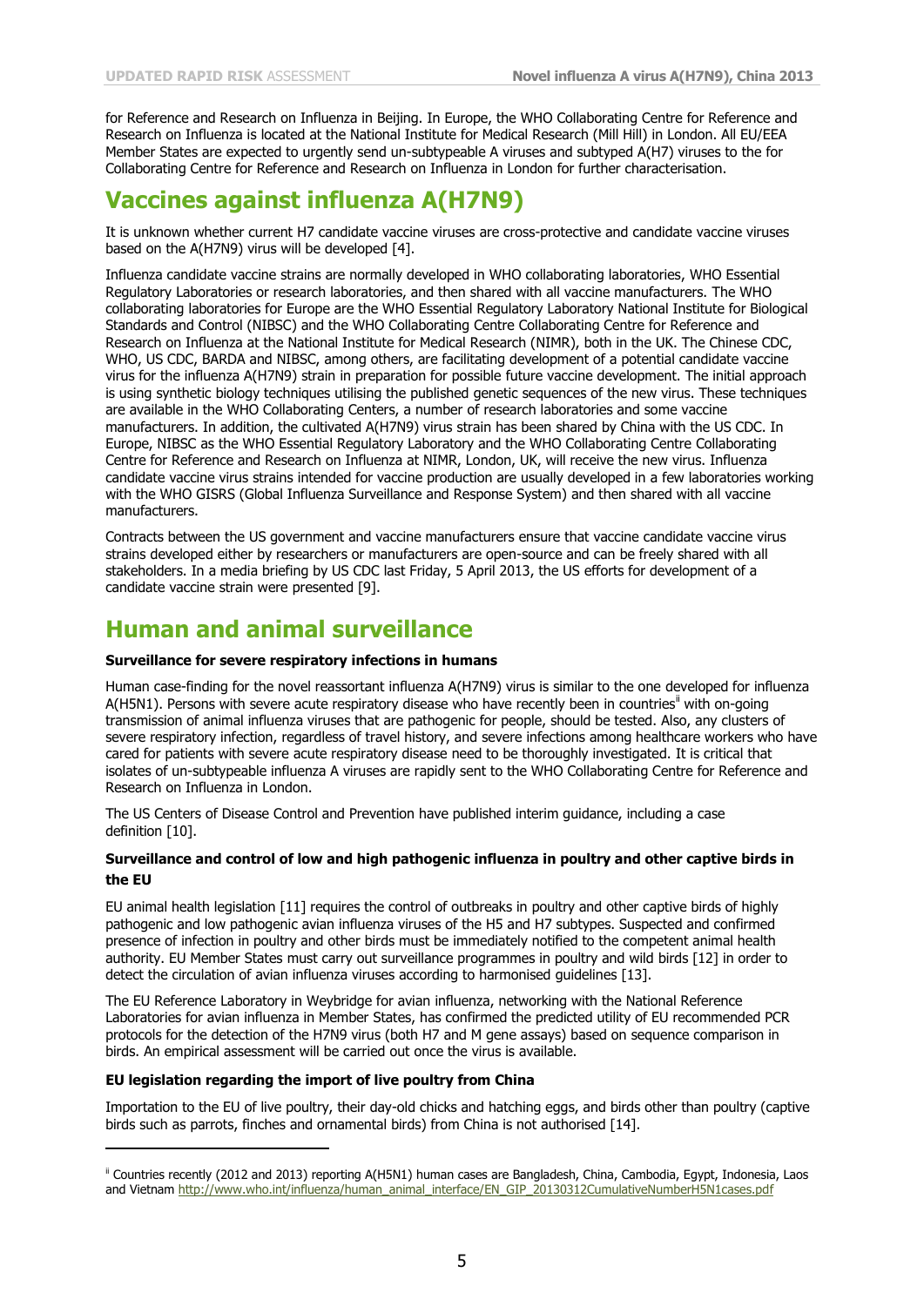for Reference and Research on Influenza in Beijing. In Europe, the WHO Collaborating Centre for Reference and Research on Influenza is located at the National Institute for Medical Research (Mill Hill) in London. All EU/EEA Member States are expected to urgently send un-subtypeable A viruses and subtyped A(H7) viruses to the for Collaborating Centre for Reference and Research on Influenza in London for further characterisation.

# Vaccines against influenza A(H7N9)

It is unknown whether current H7 candidate vaccine viruses are cross-protective and candidate vaccine viruses based on the A(H7N9) virus will be developed [4].

Influenza candidate vaccine strains are normally developed in WHO collaborating laboratories, WHO Essential Regulatory Laboratories or research laboratories, and then shared with all vaccine manufacturers. The WHO collaborating laboratories for Europe are the WHO Essential Regulatory Laboratory National Institute for Biological Standards and Control (NIBSC) and the WHO Collaborating Centre Collaborating Centre for Reference and Research on Influenza at the National Institute for Medical Research (NIMR), both in the UK. The Chinese CDC, WHO, US CDC, BARDA and NIBSC, among others, are facilitating development of a potential candidate vaccine virus for the influenza A(H7N9) strain in preparation for possible future vaccine development. The initial approach is using synthetic biology techniques utilising the published genetic sequences of the new virus. These techniques are available in the WHO Collaborating Centers, a number of research laboratories and some vaccine manufacturers. In addition, the cultivated A(H7N9) virus strain has been shared by China with the US CDC. In Europe, NIBSC as the WHO Essential Regulatory Laboratory and the WHO Collaborating Centre Collaborating Centre for Reference and Research on Influenza at NIMR, London, UK, will receive the new virus. Influenza candidate vaccine virus strains intended for vaccine production are usually developed in a few laboratories working with the WHO GISRS (Global Influenza Surveillance and Response System) and then shared with all vaccine manufacturers.

Contracts between the US government and vaccine manufacturers ensure that vaccine candidate vaccine virus strains developed either by researchers or manufacturers are open-source and can be freely shared with all stakeholders. In a media briefing by US CDC last Friday, 5 April 2013, the US efforts for development of a candidate vaccine strain were presented [9].

# Human and animal surveillance

**Surveillance for severe respiratory infections in humans**

Human case-finding for the novel reassortant influenza A(H7N9) virus is similar to the one developed for influenza A(H5N1). Persons with severe acute respiratory disease who have recently been in countries[ii] with on-going transmission of animal influenza viruses that are pathogenic for people, should be tested. Also, any clusters of severe respiratory infection, regardless of travel history, and severe infections among healthcare workers who have cared for patients with severe acute respiratory disease need to be thoroughly investigated. It is critical that isolates of un-subtypeable influenza A viruses are rapidly sent to the WHO Collaborating Centre for Reference and Research on Influenza in London.

The US Centers of Disease Control and Prevention have published interim guidance, including a case definition [10].

**Surveillance and control of low and high pathogenic influenza in poultry and other captive birds in the EU**

EU animal health legislation [11] requires the control of outbreaks in poultry and other captive birds of highly pathogenic and low pathogenic avian influenza viruses of the H5 and H7 subtypes. Suspected and confirmed presence of infection in poultry and other birds must be immediately notified to the competent animal health authority. EU Member States must carry out surveillance programmes in poultry and wild birds [12] in order to detect the circulation of avian influenza viruses according to harmonised guidelines [13].

The EU Reference Laboratory in Weybridge for avian influenza, networking with the National Reference Laboratories for avian influenza in Member States, has confirmed the predicted utility of EU recommended PCR protocols for the detection of the H7N9 virus (both H7 and M gene assays) based on sequence comparison in birds. An empirical assessment will be carried out once the virus is available.

**EU legislation regarding the import of live poultry from China**

Importation to the EU of live poultry, their day-old chicks and hatching eggs, and birds other than poultry (captive birds such as parrots, finches and ornamental birds) from China is not authorised [14].

---

[ii] Countries recently (2012 and 2013) reporting A(H5N1) human cases are Bangladesh, China, Cambodia, Egypt, Indonesia, Laos and Vietnam http://www.who.int/influenza/human_animal_interface/EN_GIP_20130312CumulativeNumberH5N1cases.pdf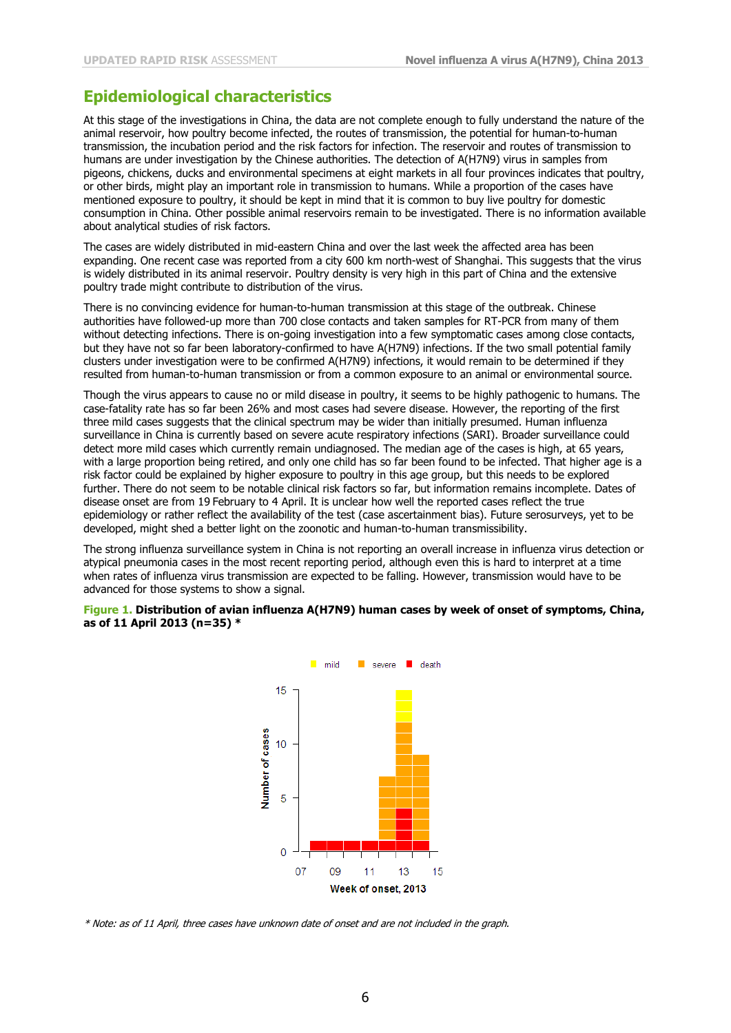## Epidemiological characteristics

At this stage of the investigations in China, the data are not complete enough to fully understand the nature of the animal reservoir, how poultry become infected, the routes of transmission, the potential for human-to-human transmission, the incubation period and the risk factors for infection. The reservoir and routes of transmission to humans are under investigation by the Chinese authorities. The detection of A(H7N9) virus in samples from pigeons, chickens, ducks and environmental specimens at eight markets in all four provinces indicates that poultry, or other birds, might play an important role in transmission to humans. While a proportion of the cases have mentioned exposure to poultry, it should be kept in mind that it is common to buy live poultry for domestic consumption in China. Other possible animal reservoirs remain to be investigated. There is no information available about analytical studies of risk factors.

The cases are widely distributed in mid-eastern China and over the last week the affected area has been expanding. One recent case was reported from a city 600 km north-west of Shanghai. This suggests that the virus is widely distributed in its animal reservoir. Poultry density is very high in this part of China and the extensive poultry trade might contribute to distribution of the virus.

There is no convincing evidence for human-to-human transmission at this stage of the outbreak. Chinese authorities have followed-up more than 700 close contacts and taken samples for RT-PCR from many of them without detecting infections. There is on-going investigation into a few symptomatic cases among close contacts, but they have not so far been laboratory-confirmed to have A(H7N9) infections. If the two small potential family clusters under investigation were to be confirmed A(H7N9) infections, it would remain to be determined if they resulted from human-to-human transmission or from a common exposure to an animal or environmental source.

Though the virus appears to cause no or mild disease in poultry, it seems to be highly pathogenic to humans. The case-fatality rate has so far been 26% and most cases had severe disease. However, the reporting of the first three mild cases suggests that the clinical spectrum may be wider than initially presumed. Human influenza surveillance in China is currently based on severe acute respiratory infections (SARI). Broader surveillance could detect more mild cases which currently remain undiagnosed. The median age of the cases is high, at 65 years, with a large proportion being retired, and only one child has so far been found to be infected. That higher age is a risk factor could be explained by higher exposure to poultry in this age group, but this needs to be explored further. There do not seem to be notable clinical risk factors so far, but information remains incomplete. Dates of disease onset are from 19 February to 4 April. It is unclear how well the reported cases reflect the true epidemiology or rather reflect the availability of the test (case ascertainment bias). Future serosurveys, yet to be developed, might shed a better light on the zoonotic and human-to-human transmissibility.

The strong influenza surveillance system in China is not reporting an overall increase in influenza virus detection or atypical pneumonia cases in the most recent reporting period, although even this is hard to interpret at a time when rates of influenza virus transmission are expected to be falling. However, transmission would have to be advanced for those systems to show a signal.

**Figure 1. Distribution of avian influenza A(H7N9) human cases by week of onset of symptoms, China, as of 11 April 2013 (n=35) \***

*\* Note: as of 11 April, three cases have unknown date of onset and are not included in the graph.*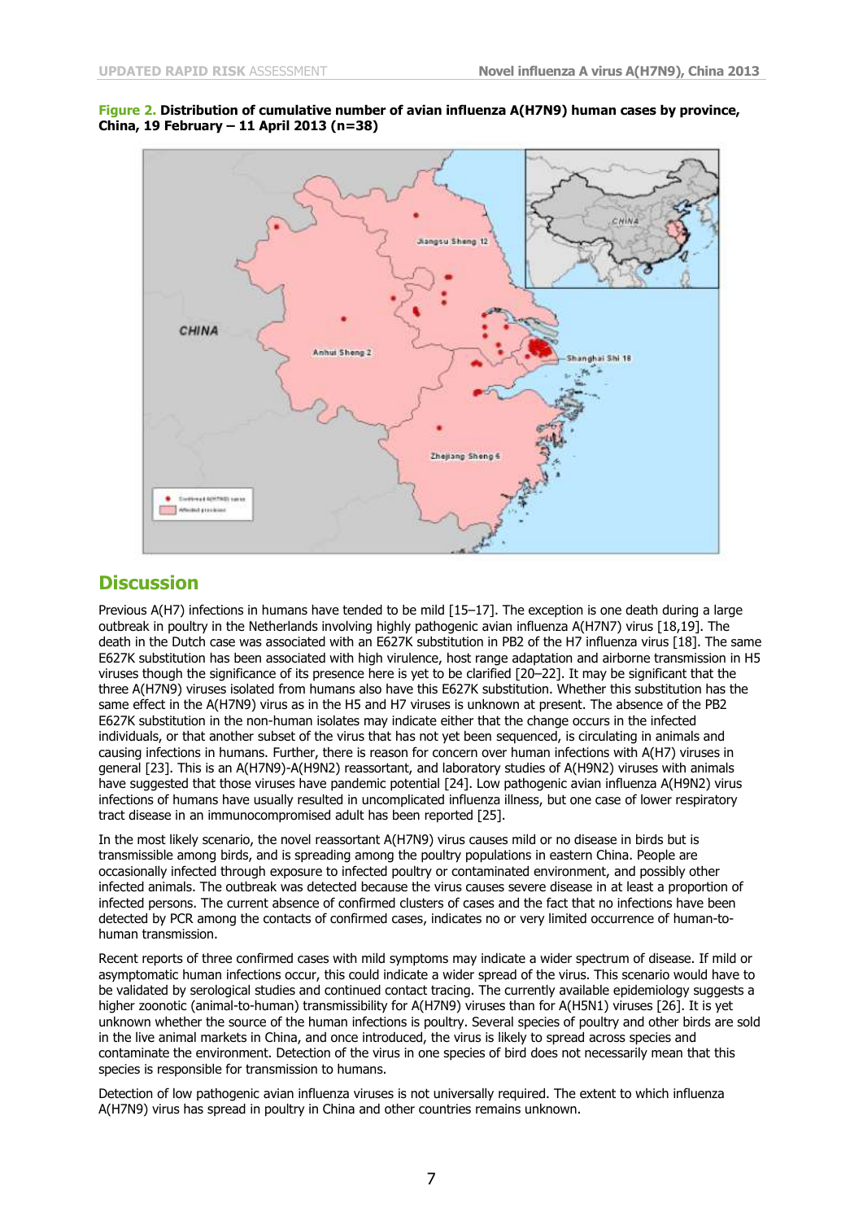**Figure 2. Distribution of cumulative number of avian influenza A(H7N9) human cases by province, China, 19 February – 11 April 2013 (n=38)**

## Discussion

Previous A(H7) infections in humans have tended to be mild [15–17]. The exception is one death during a large outbreak in poultry in the Netherlands involving highly pathogenic avian influenza A(H7N7) virus [18,19]. The death in the Dutch case was associated with an E627K substitution in PB2 of the H7 influenza virus [18]. The same E627K substitution has been associated with high virulence, host range adaptation and airborne transmission in H5 viruses though the significance of its presence here is yet to be clarified [20–22]. It may be significant that the three A(H7N9) viruses isolated from humans also have this E627K substitution. Whether this substitution has the same effect in the A(H7N9) virus as in the H5 and H7 viruses is unknown at present. The absence of the PB2 E627K substitution in the non-human isolates may indicate either that the change occurs in the infected individuals, or that another subset of the virus that has not yet been sequenced, is circulating in animals and causing infections in humans. Further, there is reason for concern over human infections with A(H7) viruses in general [23]. This is an A(H7N9)-A(H9N2) reassortant, and laboratory studies of A(H9N2) viruses with animals have suggested that those viruses have pandemic potential [24]. Low pathogenic avian influenza A(H9N2) virus infections of humans have usually resulted in uncomplicated influenza illness, but one case of lower respiratory tract disease in an immunocompromised adult has been reported [25].

In the most likely scenario, the novel reassortant A(H7N9) virus causes mild or no disease in birds but is transmissible among birds, and is spreading among the poultry populations in eastern China. People are occasionally infected through exposure to infected poultry or contaminated environment, and possibly other infected animals. The outbreak was detected because the virus causes severe disease in at least a proportion of infected persons. The current absence of confirmed clusters of cases and the fact that no infections have been detected by PCR among the contacts of confirmed cases, indicates no or very limited occurrence of human-to-human transmission.

Recent reports of three confirmed cases with mild symptoms may indicate a wider spectrum of disease. If mild or asymptomatic human infections occur, this could indicate a wider spread of the virus. This scenario would have to be validated by serological studies and continued contact tracing. The currently available epidemiology suggests a higher zoonotic (animal-to-human) transmissibility for A(H7N9) viruses than for A(H5N1) viruses [26]. It is yet unknown whether the source of the human infections is poultry. Several species of poultry and other birds are sold in the live animal markets in China, and once introduced, the virus is likely to spread across species and contaminate the environment. Detection of the virus in one species of bird does not necessarily mean that this species is responsible for transmission to humans.

Detection of low pathogenic avian influenza viruses is not universally required. The extent to which influenza A(H7N9) virus has spread in poultry in China and other countries remains unknown.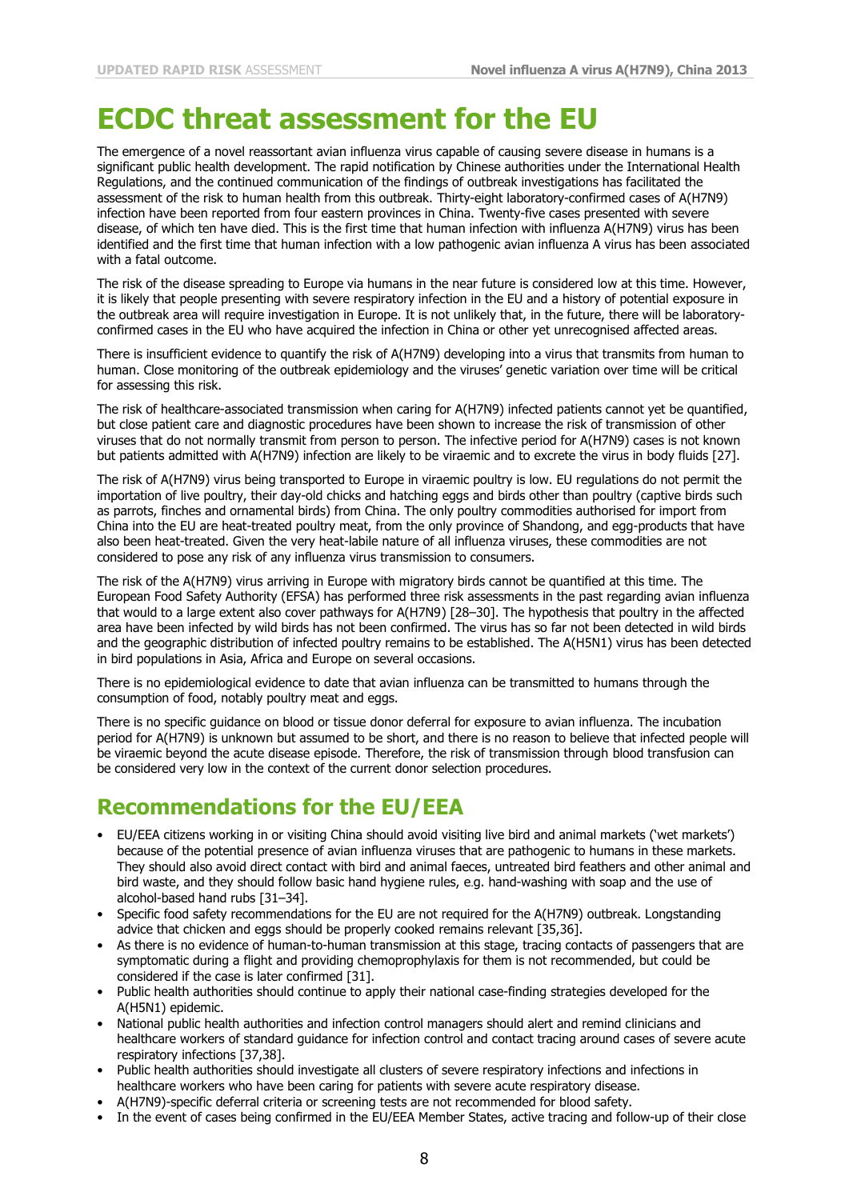# ECDC threat assessment for the EU

The emergence of a novel reassortant avian influenza virus capable of causing severe disease in humans is a significant public health development. The rapid notification by Chinese authorities under the International Health Regulations, and the continued communication of the findings of outbreak investigations has facilitated the assessment of the risk to human health from this outbreak. Thirty-eight laboratory-confirmed cases of A(H7N9) infection have been reported from four eastern provinces in China. Twenty-five cases presented with severe disease, of which ten have died. This is the first time that human infection with influenza A(H7N9) virus has been identified and the first time that human infection with a low pathogenic avian influenza A virus has been associated with a fatal outcome.

The risk of the disease spreading to Europe via humans in the near future is considered low at this time. However, it is likely that people presenting with severe respiratory infection in the EU and a history of potential exposure in the outbreak area will require investigation in Europe. It is not unlikely that, in the future, there will be laboratory-confirmed cases in the EU who have acquired the infection in China or other yet unrecognised affected areas.

There is insufficient evidence to quantify the risk of A(H7N9) developing into a virus that transmits from human to human. Close monitoring of the outbreak epidemiology and the viruses' genetic variation over time will be critical for assessing this risk.

The risk of healthcare-associated transmission when caring for A(H7N9) infected patients cannot yet be quantified, but close patient care and diagnostic procedures have been shown to increase the risk of transmission of other viruses that do not normally transmit from person to person. The infective period for A(H7N9) cases is not known but patients admitted with A(H7N9) infection are likely to be viraemic and to excrete the virus in body fluids [27].

The risk of A(H7N9) virus being transported to Europe in viraemic poultry is low. EU regulations do not permit the importation of live poultry, their day-old chicks and hatching eggs and birds other than poultry (captive birds such as parrots, finches and ornamental birds) from China. The only poultry commodities authorised for import from China into the EU are heat-treated poultry meat, from the only province of Shandong, and egg-products that have also been heat-treated. Given the very heat-labile nature of all influenza viruses, these commodities are not considered to pose any risk of any influenza virus transmission to consumers.

The risk of the A(H7N9) virus arriving in Europe with migratory birds cannot be quantified at this time. The European Food Safety Authority (EFSA) has performed three risk assessments in the past regarding avian influenza that would to a large extent also cover pathways for A(H7N9) [28–30]. The hypothesis that poultry in the affected area have been infected by wild birds has not been confirmed. The virus has so far not been detected in wild birds and the geographic distribution of infected poultry remains to be established. The A(H5N1) virus has been detected in bird populations in Asia, Africa and Europe on several occasions.

There is no epidemiological evidence to date that avian influenza can be transmitted to humans through the consumption of food, notably poultry meat and eggs.

There is no specific guidance on blood or tissue donor deferral for exposure to avian influenza. The incubation period for A(H7N9) is unknown but assumed to be short, and there is no reason to believe that infected people will be viraemic beyond the acute disease episode. Therefore, the risk of transmission through blood transfusion can be considered very low in the context of the current donor selection procedures.

## Recommendations for the EU/EEA

- EU/EEA citizens working in or visiting China should avoid visiting live bird and animal markets ('wet markets') because of the potential presence of avian influenza viruses that are pathogenic to humans in these markets. They should also avoid direct contact with bird and animal faeces, untreated bird feathers and other animal and bird waste, and they should follow basic hand hygiene rules, e.g. hand-washing with soap and the use of alcohol-based hand rubs [31–34].
- Specific food safety recommendations for the EU are not required for the A(H7N9) outbreak. Longstanding advice that chicken and eggs should be properly cooked remains relevant [35,36].
- As there is no evidence of human-to-human transmission at this stage, tracing contacts of passengers that are symptomatic during a flight and providing chemoprophylaxis for them is not recommended, but could be considered if the case is later confirmed [31].
- Public health authorities should continue to apply their national case-finding strategies developed for the A(H5N1) epidemic.
- National public health authorities and infection control managers should alert and remind clinicians and healthcare workers of standard guidance for infection control and contact tracing around cases of severe acute respiratory infections [37,38].
- Public health authorities should investigate all clusters of severe respiratory infections and infections in healthcare workers who have been caring for patients with severe acute respiratory disease.
- A(H7N9)-specific deferral criteria or screening tests are not recommended for blood safety.
- In the event of cases being confirmed in the EU/EEA Member States, active tracing and follow-up of their close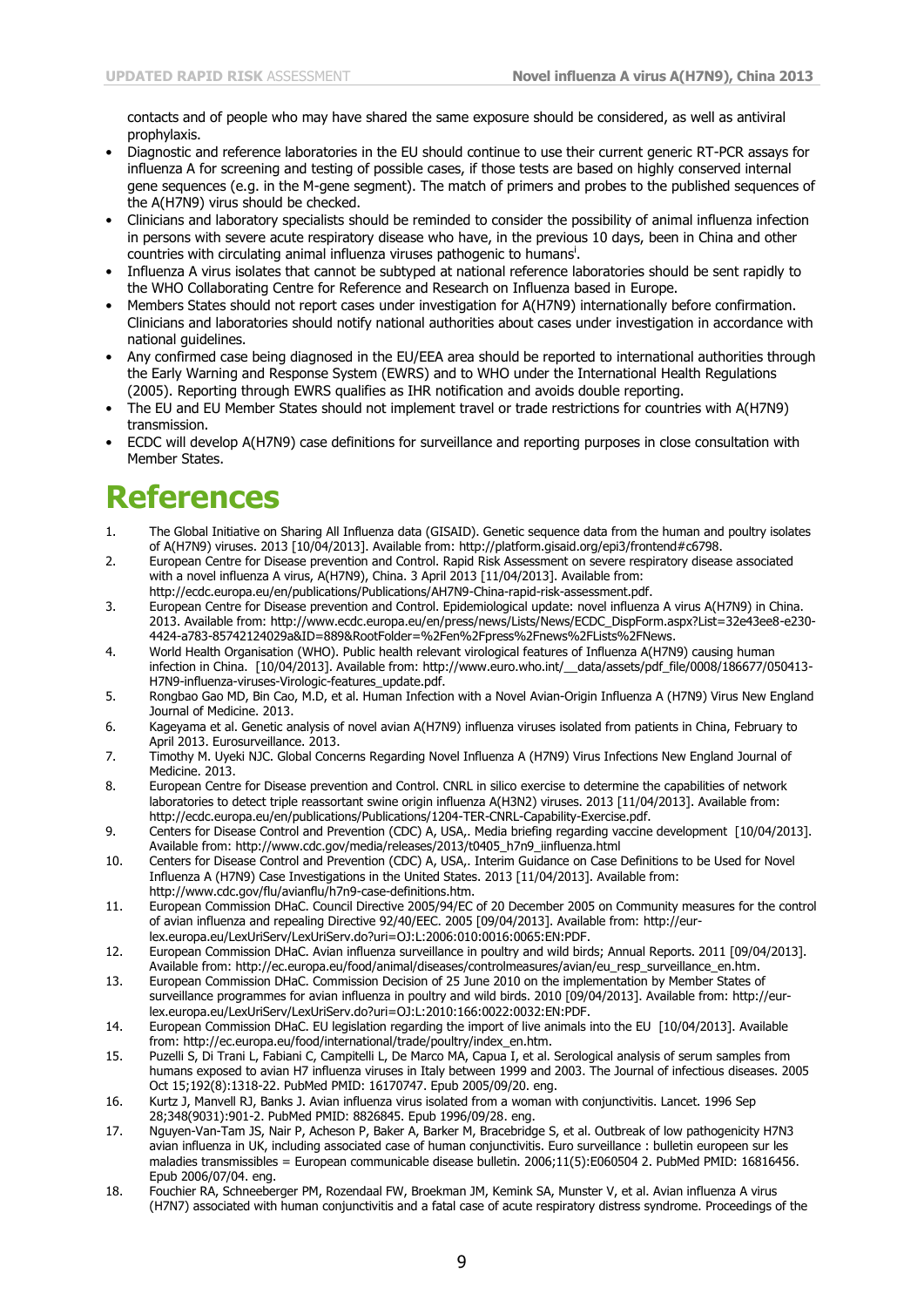contacts and of people who may have shared the same exposure should be considered, as well as antiviral prophylaxis.

- Diagnostic and reference laboratories in the EU should continue to use their current generic RT-PCR assays for influenza A for screening and testing of possible cases, if those tests are based on highly conserved internal gene sequences (e.g. in the M-gene segment). The match of primers and probes to the published sequences of the A(H7N9) virus should be checked.
- Clinicians and laboratory specialists should be reminded to consider the possibility of animal influenza infection in persons with severe acute respiratory disease who have, in the previous 10 days, been in China and other countries with circulating animal influenza viruses pathogenic to humans[i].
- Influenza A virus isolates that cannot be subtyped at national reference laboratories should be sent rapidly to the WHO Collaborating Centre for Reference and Research on Influenza based in Europe.
- Members States should not report cases under investigation for A(H7N9) internationally before confirmation. Clinicians and laboratories should notify national authorities about cases under investigation in accordance with national guidelines.
- Any confirmed case being diagnosed in the EU/EEA area should be reported to international authorities through the Early Warning and Response System (EWRS) and to WHO under the International Health Regulations (2005). Reporting through EWRS qualifies as IHR notification and avoids double reporting.
- The EU and EU Member States should not implement travel or trade restrictions for countries with A(H7N9) transmission.
- ECDC will develop A(H7N9) case definitions for surveillance and reporting purposes in close consultation with Member States.

# References

1. The Global Initiative on Sharing All Influenza data (GISAID). Genetic sequence data from the human and poultry isolates of A(H7N9) viruses. 2013 [10/04/2013]. Available from: http://platform.gisaid.org/epi3/frontend#c6798.
2. European Centre for Disease prevention and Control. Rapid Risk Assessment on severe respiratory disease associated with a novel influenza A virus, A(H7N9), China. 3 April 2013 [11/04/2013]. Available from: http://ecdc.europa.eu/en/publications/Publications/AH7N9-China-rapid-risk-assessment.pdf.
3. European Centre for Disease prevention and Control. Epidemiological update: novel influenza A virus A(H7N9) in China. 2013. Available from: http://www.ecdc.europa.eu/en/press/news/Lists/News/ECDC_DispForm.aspx?List=32e43ee8-e230-4424-a783-85742124029a&ID=889&RootFolder=%2Fen%2Fpress%2Fnews%2FLists%2FNews.
4. World Health Organisation (WHO). Public health relevant virological features of Influenza A(H7N9) causing human infection in China. [10/04/2013]. Available from: http://www.euro.who.int/__data/assets/pdf_file/0008/186677/050413-H7N9-influenza-viruses-Virologic-features_update.pdf.
5. Rongbao Gao MD, Bin Cao, M.D, et al. Human Infection with a Novel Avian-Origin Influenza A (H7N9) Virus New England Journal of Medicine. 2013.
6. Kageyama et al. Genetic analysis of novel avian A(H7N9) influenza viruses isolated from patients in China, February to April 2013. Eurosurveillance. 2013.
7. Timothy M. Uyeki NJC. Global Concerns Regarding Novel Influenza A (H7N9) Virus Infections New England Journal of Medicine. 2013.
8. European Centre for Disease prevention and Control. CNRL in silico exercise to determine the capabilities of network laboratories to detect triple reassortant swine origin influenza A(H3N2) viruses. 2013 [11/04/2013]. Available from: http://ecdc.europa.eu/en/publications/Publications/1204-TER-CNRL-Capability-Exercise.pdf.
9. Centers for Disease Control and Prevention (CDC) A, USA,. Media briefing regarding vaccine development [10/04/2013]. Available from: http://www.cdc.gov/media/releases/2013/t0405_h7n9_iinfluenza.html
10. Centers for Disease Control and Prevention (CDC) A, USA,. Interim Guidance on Case Definitions to be Used for Novel Influenza A (H7N9) Case Investigations in the United States. 2013 [11/04/2013]. Available from: http://www.cdc.gov/flu/avianflu/h7n9-case-definitions.htm.
11. European Commission DHaC. Council Directive 2005/94/EC of 20 December 2005 on Community measures for the control of avian influenza and repealing Directive 92/40/EEC. 2005 [09/04/2013]. Available from: http://eur-lex.europa.eu/LexUriServ/LexUriServ.do?uri=OJ:L:2006:010:0016:0065:EN:PDF.
12. European Commission DHaC. Avian influenza surveillance in poultry and wild birds; Annual Reports. 2011 [09/04/2013]. Available from: http://ec.europa.eu/food/animal/diseases/controlmeasures/avian/eu_resp_surveillance_en.htm.
13. European Commission DHaC. Commission Decision of 25 June 2010 on the implementation by Member States of surveillance programmes for avian influenza in poultry and wild birds. 2010 [09/04/2013]. Available from: http://eur-lex.europa.eu/LexUriServ/LexUriServ.do?uri=OJ:L:2010:166:0022:0032:EN:PDF.
14. European Commission DHaC. EU legislation regarding the import of live animals into the EU [10/04/2013]. Available from: http://ec.europa.eu/food/international/trade/poultry/index_en.htm.
15. Puzelli S, Di Trani L, Fabiani C, Campitelli L, De Marco MA, Capua I, et al. Serological analysis of serum samples from humans exposed to avian H7 influenza viruses in Italy between 1999 and 2003. The Journal of infectious diseases. 2005 Oct 15;192(8):1318-22. PubMed PMID: 16170747. Epub 2005/09/20. eng.
16. Kurtz J, Manvell RJ, Banks J. Avian influenza virus isolated from a woman with conjunctivitis. Lancet. 1996 Sep 28;348(9031):901-2. PubMed PMID: 8826845. Epub 1996/09/28. eng.
17. Nguyen-Van-Tam JS, Nair P, Acheson P, Baker A, Barker M, Bracebridge S, et al. Outbreak of low pathogenicity H7N3 avian influenza in UK, including associated case of human conjunctivitis. Euro surveillance : bulletin europeen sur les maladies transmissibles = European communicable disease bulletin. 2006;11(5):E060504 2. PubMed PMID: 16816456. Epub 2006/07/04. eng.
18. Fouchier RA, Schneeberger PM, Rozendaal FW, Broekman JM, Kemink SA, Munster V, et al. Avian influenza A virus (H7N7) associated with human conjunctivitis and a fatal case of acute respiratory distress syndrome. Proceedings of the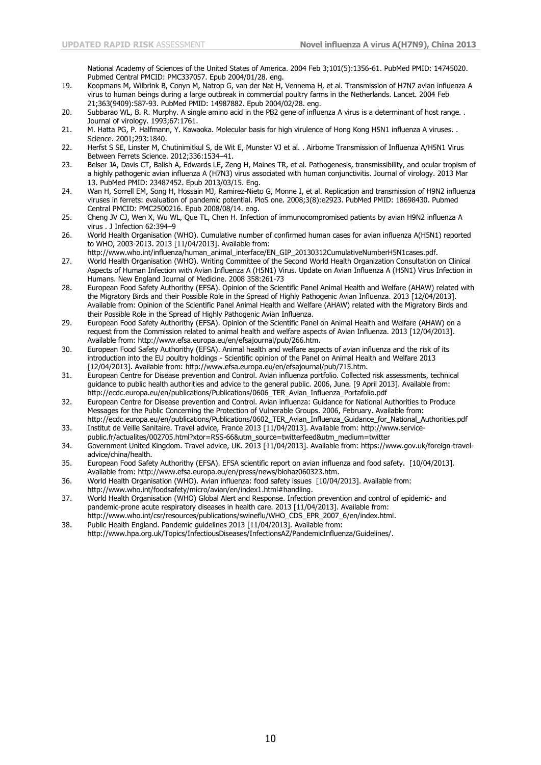National Academy of Sciences of the United States of America. 2004 Feb 3;101(5):1356-61. PubMed PMID: 14745020. Pubmed Central PMCID: PMC337057. Epub 2004/01/28. eng.

19. Koopmans M, Wilbrink B, Conyn M, Natrop G, van der Nat H, Vennema H, et al. Transmission of H7N7 avian influenza A virus to human beings during a large outbreak in commercial poultry farms in the Netherlands. Lancet. 2004 Feb 21;363(9409):587-93. PubMed PMID: 14987882. Epub 2004/02/28. eng.
20. Subbarao WL, B. R. Murphy. A single amino acid in the PB2 gene of influenza A virus is a determinant of host range. . Journal of virology. 1993;67:1761.
21. M. Hatta PG, P. Halfmann, Y. Kawaoka. Molecular basis for high virulence of Hong Kong H5N1 influenza A viruses. . Science. 2001;293:1840.
22. Herfst S SE, Linster M, Chutinimitkul S, de Wit E, Munster VJ et al. . Airborne Transmission of Influenza A/H5N1 Virus Between Ferrets Science. 2012;336:1534–41.
23. Belser JA, Davis CT, Balish A, Edwards LE, Zeng H, Maines TR, et al. Pathogenesis, transmissibility, and ocular tropism of a highly pathogenic avian influenza A (H7N3) virus associated with human conjunctivitis. Journal of virology. 2013 Mar 13. PubMed PMID: 23487452. Epub 2013/03/15. Eng.
24. Wan H, Sorrell EM, Song H, Hossain MJ, Ramirez-Nieto G, Monne I, et al. Replication and transmission of H9N2 influenza viruses in ferrets: evaluation of pandemic potential. PloS one. 2008;3(8):e2923. PubMed PMID: 18698430. Pubmed Central PMCID: PMC2500216. Epub 2008/08/14. eng.
25. Cheng JV CJ, Wen X, Wu WL, Que TL, Chen H. Infection of immunocompromised patients by avian H9N2 influenza A virus . J Infection 62:394–9
26. World Health Organisation (WHO). Cumulative number of confirmed human cases for avian influenza A(H5N1) reported to WHO, 2003-2013. 2013 [11/04/2013]. Available from: http://www.who.int/influenza/human_animal_interface/EN_GIP_20130312CumulativeNumberH5N1cases.pdf.
27. World Health Organisation (WHO). Writing Committee of the Second World Health Organization Consultation on Clinical Aspects of Human Infection with Avian Influenza A (H5N1) Virus. Update on Avian Influenza A (H5N1) Virus Infection in Humans. New England Journal of Medicine. 2008 358:261-73
28. European Food Safety Authorithy (EFSA). Opinion of the Scientific Panel Animal Health and Welfare (AHAW) related with the Migratory Birds and their Possible Role in the Spread of Highly Pathogenic Avian Influenza. 2013 [12/04/2013]. Available from: Opinion of the Scientific Panel Animal Health and Welfare (AHAW) related with the Migratory Birds and their Possible Role in the Spread of Highly Pathogenic Avian Influenza.
29. European Food Safety Authorithy (EFSA). Opinion of the Scientific Panel on Animal Health and Welfare (AHAW) on a request from the Commission related to animal health and welfare aspects of Avian Influenza. 2013 [12/04/2013]. Available from: http://www.efsa.europa.eu/en/efsajournal/pub/266.htm.
30. European Food Safety Authorithy (EFSA). Animal health and welfare aspects of avian influenza and the risk of its introduction into the EU poultry holdings - Scientific opinion of the Panel on Animal Health and Welfare 2013 [12/04/2013]. Available from: http://www.efsa.europa.eu/en/efsajournal/pub/715.htm.
31. European Centre for Disease prevention and Control. Avian influenza portfolio. Collected risk assessments, technical guidance to public health authorities and advice to the general public. 2006, June. [9 April 2013]. Available from: http://ecdc.europa.eu/en/publications/Publications/0606_TER_Avian_Influenza_Portafolio.pdf
32. European Centre for Disease prevention and Control. Avian influenza: Guidance for National Authorities to Produce Messages for the Public Concerning the Protection of Vulnerable Groups. 2006, February. Available from: http://ecdc.europa.eu/en/publications/Publications/0602_TER_Avian_Influenza_Guidance_for_National_Authorities.pdf
33. Institut de Veille Sanitaire. Travel advice, France 2013 [11/04/2013]. Available from: http://www.service-public.fr/actualites/002705.html?xtor=RSS-66&utm_source=twitterfeed&utm_medium=twitter
34. Government United Kingdom. Travel advice, UK. 2013 [11/04/2013]. Available from: https://www.gov.uk/foreign-travel-advice/china/health.
35. European Food Safety Authorithy (EFSA). EFSA scientific report on avian influenza and food safety. [10/04/2013]. Available from: http://www.efsa.europa.eu/en/press/news/biohaz060323.htm.
36. World Health Organisation (WHO). Avian influenza: food safety issues [10/04/2013]. Available from: http://www.who.int/foodsafety/micro/avian/en/index1.html#handling.
37. World Health Organisation (WHO) Global Alert and Response. Infection prevention and control of epidemic- and pandemic-prone acute respiratory diseases in health care. 2013 [11/04/2013]. Available from: http://www.who.int/csr/resources/publications/swineflu/WHO_CDS_EPR_2007_6/en/index.html.
38. Public Health England. Pandemic guidelines 2013 [11/04/2013]. Available from: http://www.hpa.org.uk/Topics/InfectiousDiseases/InfectionsAZ/PandemicInfluenza/Guidelines/.